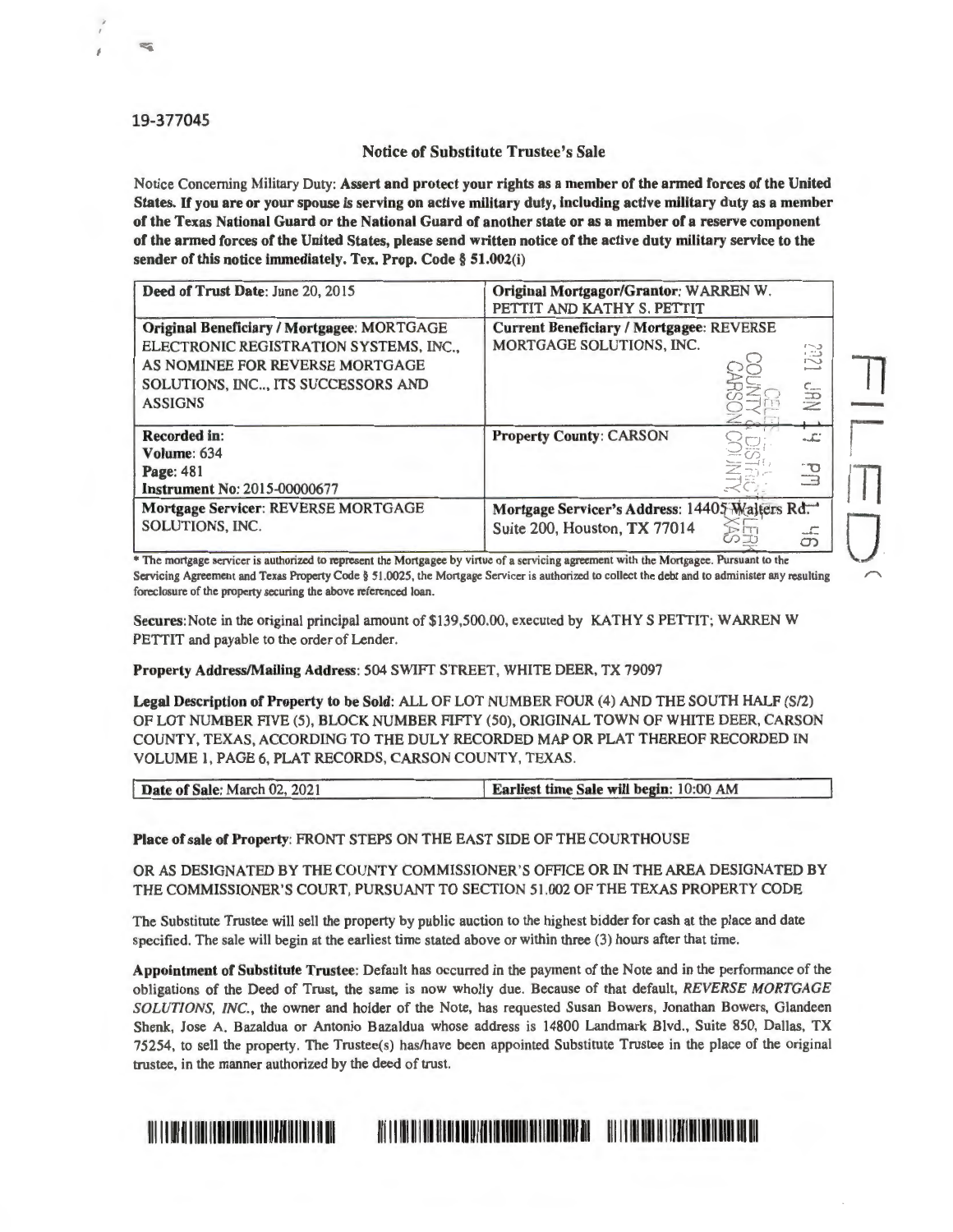19-377045

## Notice of Substitute Trustee's Sale

Notice Concerning Military Duty: **Assert and protect your rights as a member of the armed forces of the United States. If you are or your spouse is serving on active military duty, including active military duty as a member of the Texas National Guard or the National Guard of another state or as a member of a reserve component of the armed forces of the United States, please send written notice of the active duty military service to the sender of this notice immediately. Tex. Prop. Code § 51.002(i)**

| **Deed of Trust Date**: June 20, 2015 | **Original Mortgagor/Grantor**: WARREN W. PETTIT AND KATHY S. PETTIT |
|---|---|
| **Original Beneficiary / Mortgagee**: MORTGAGE ELECTRONIC REGISTRATION SYSTEMS, INC., AS NOMINEE FOR REVERSE MORTGAGE SOLUTIONS, INC.., ITS SUCCESSORS AND ASSIGNS | **Current Beneficiary / Mortgagee**: REVERSE MORTGAGE SOLUTIONS, INC. |
| **Recorded in:** **Volume**: 634 **Page**: 481 **Instrument No**: 2015-00000677 | **Property County**: CARSON |
| **Mortgage Servicer**: REVERSE MORTGAGE SOLUTIONS, INC. | **Mortgage Servicer's Address**: 14405 Walters Rd. Suite 200, Houston, TX 77014 |

\* The mortgage servicer is authorized to represent the Mortgagee by virtue of a servicing agreement with the Mortgagee. Pursuant to the Servicing Agreement and Texas Property Code § 51.0025, the Mortgage Servicer is authorized to collect the debt and to administer any resulting foreclosure of the property securing the above referenced loan.

**Secures**: Note in the original principal amount of $139,500.00, executed by KATHY S PETTIT; WARREN W PETTIT and payable to the order of Lender.

**Property Address/Mailing Address**: 504 SWIFT STREET, WHITE DEER, TX 79097

**Legal Description of Property to be Sold**: ALL OF LOT NUMBER FOUR (4) AND THE SOUTH HALF (S/2) OF LOT NUMBER FIVE (5), BLOCK NUMBER FIFTY (50), ORIGINAL TOWN OF WHITE DEER, CARSON COUNTY, TEXAS, ACCORDING TO THE DULY RECORDED MAP OR PLAT THEREOF RECORDED IN VOLUME 1, PAGE 6, PLAT RECORDS, CARSON COUNTY, TEXAS.

| **Date of Sale**: March 02, 2021 | **Earliest time Sale will begin**: 10:00 AM |
|---|---|

**Place of sale of Property**: FRONT STEPS ON THE EAST SIDE OF THE COURTHOUSE

OR AS DESIGNATED BY THE COUNTY COMMISSIONER'S OFFICE OR IN THE AREA DESIGNATED BY THE COMMISSIONER'S COURT, PURSUANT TO SECTION 51.002 OF THE TEXAS PROPERTY CODE

The Substitute Trustee will sell the property by public auction to the highest bidder for cash at the place and date specified. The sale will begin at the earliest time stated above or within three (3) hours after that time.

**Appointment of Substitute Trustee**: Default has occurred in the payment of the Note and in the performance of the obligations of the Deed of Trust, the same is now wholly due. Because of that default, *REVERSE MORTGAGE SOLUTIONS, INC.*, the owner and holder of the Note, has requested Susan Bowers, Jonathan Bowers, Glandeen Shenk, Jose A. Bazaldua or Antonio Bazaldua whose address is 14800 Landmark Blvd., Suite 850, Dallas, TX 75254, to sell the property. The Trustee(s) has/have been appointed Substitute Trustee in the place of the original trustee, in the manner authorized by the deed of trust.

FILED

2021 JAN 14 PM 1:46

CELESTE BICHSEL
COUNTY & DISTRICT CLERK
CARSON COUNTY, TEXAS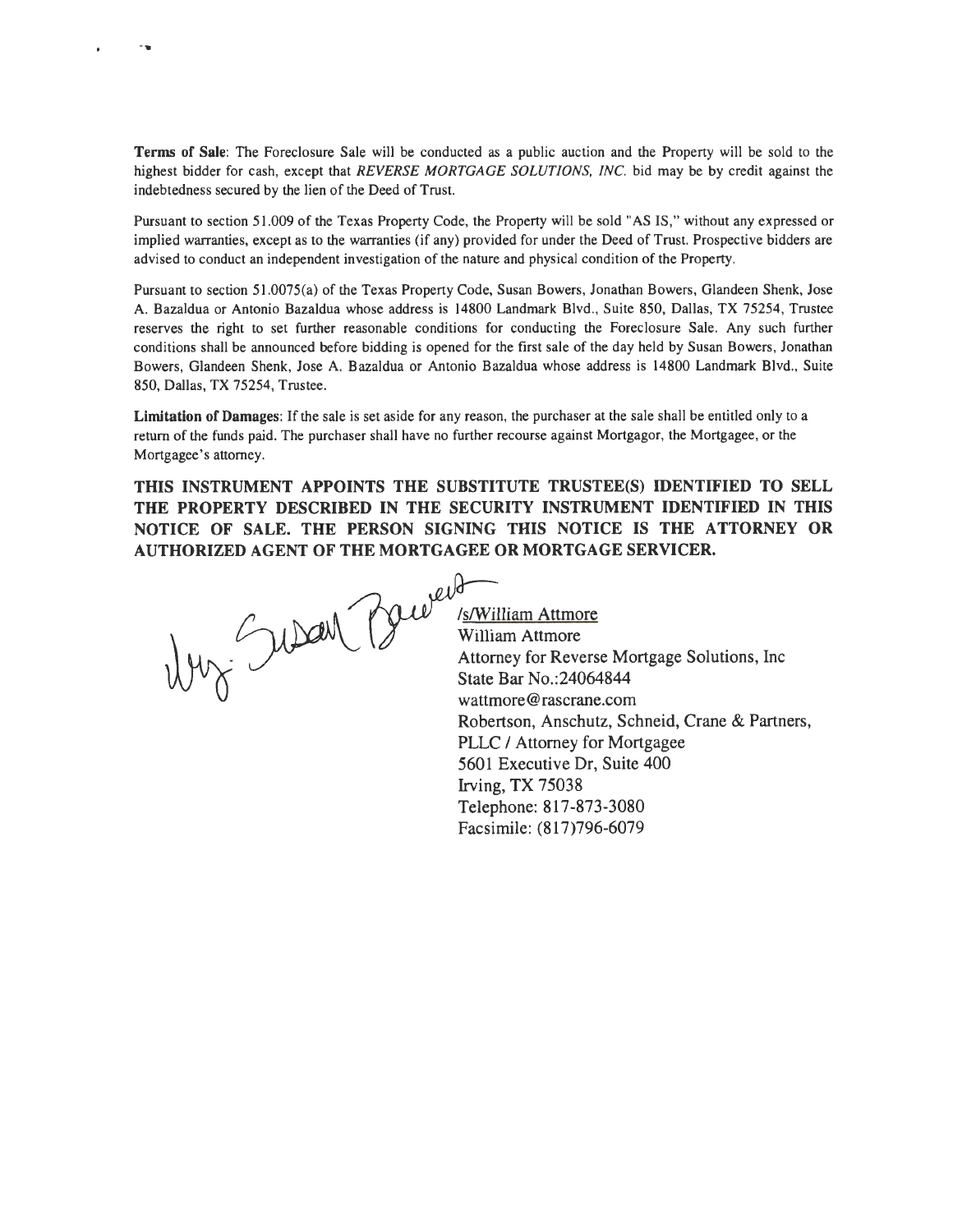**Terms of Sale**: The Foreclosure Sale will be conducted as a public auction and the Property will be sold to the highest bidder for cash, except that *REVERSE MORTGAGE SOLUTIONS, INC.* bid may be by credit against the indebtedness secured by the lien of the Deed of Trust.

Pursuant to section 51.009 of the Texas Property Code, the Property will be sold "AS IS," without any expressed or implied warranties, except as to the warranties (if any) provided for under the Deed of Trust. Prospective bidders are advised to conduct an independent investigation of the nature and physical condition of the Property.

Pursuant to section 51.0075(a) of the Texas Property Code, Susan Bowers, Jonathan Bowers, Glandeen Shenk, Jose A. Bazaldua or Antonio Bazaldua whose address is 14800 Landmark Blvd., Suite 850, Dallas, TX 75254, Trustee reserves the right to set further reasonable conditions for conducting the Foreclosure Sale. Any such further conditions shall be announced before bidding is opened for the first sale of the day held by Susan Bowers, Jonathan Bowers, Glandeen Shenk, Jose A. Bazaldua or Antonio Bazaldua whose address is 14800 Landmark Blvd., Suite 850, Dallas, TX 75254, Trustee.

**Limitation of Damages**: If the sale is set aside for any reason, the purchaser at the sale shall be entitled only to a return of the funds paid. The purchaser shall have no further recourse against Mortgagor, the Mortgagee, or the Mortgagee's attorney.

**THIS INSTRUMENT APPOINTS THE SUBSTITUTE TRUSTEE(S) IDENTIFIED TO SELL THE PROPERTY DESCRIBED IN THE SECURITY INSTRUMENT IDENTIFIED IN THIS NOTICE OF SALE. THE PERSON SIGNING THIS NOTICE IS THE ATTORNEY OR AUTHORIZED AGENT OF THE MORTGAGEE OR MORTGAGE SERVICER.**

By: Susan Bowers

/s/William Attmore
William Attmore
Attorney for Reverse Mortgage Solutions, Inc
State Bar No.:24064844
wattmore@rascrane.com
Robertson, Anschutz, Schneid, Crane & Partners, PLLC / Attorney for Mortgagee
5601 Executive Dr, Suite 400
Irving, TX 75038
Telephone: 817-873-3080
Facsimile: (817)796-6079